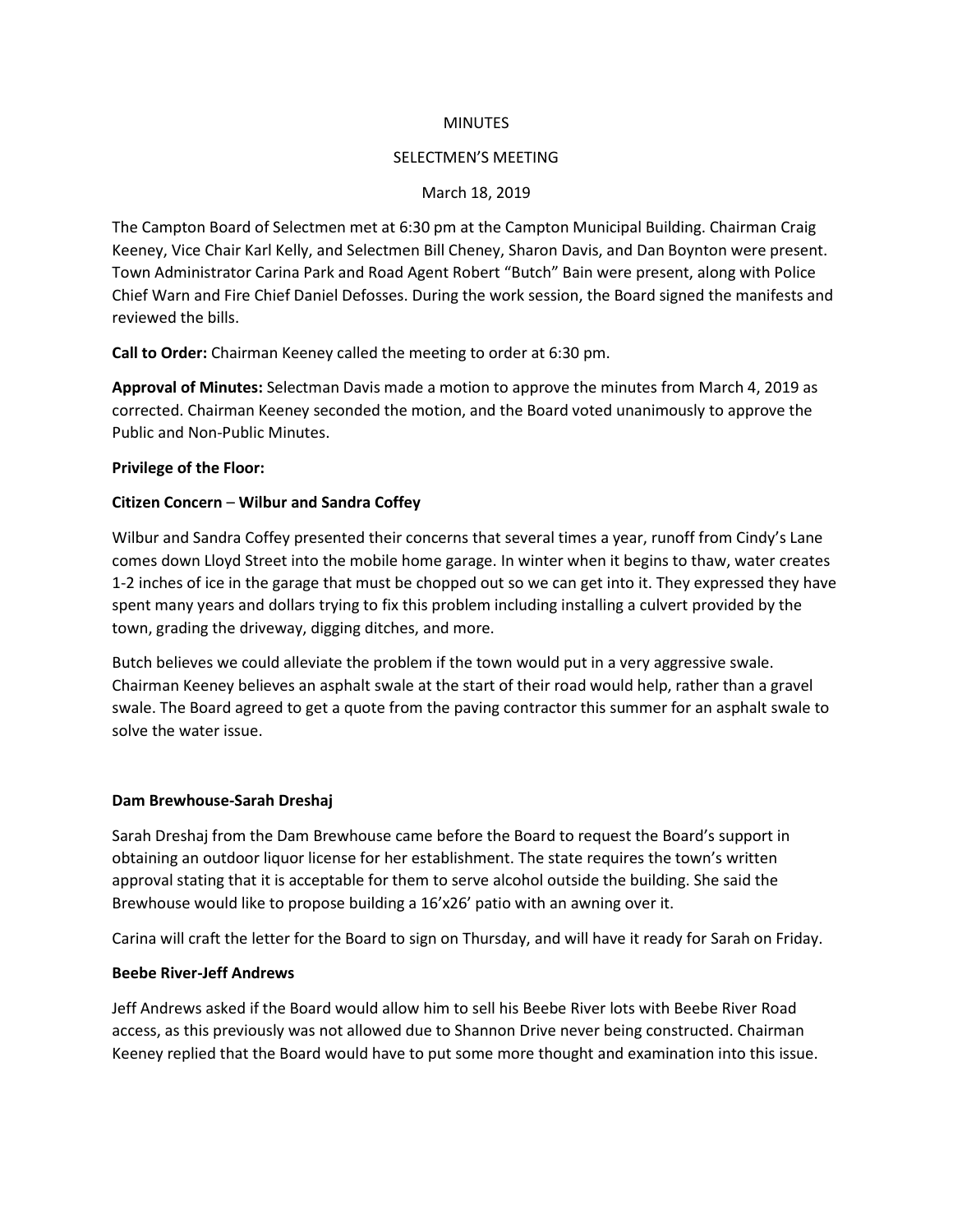MINUTES

SELECTMEN'S MEETING

March 18, 2019

The Campton Board of Selectmen met at 6:30 pm at the Campton Municipal Building. Chairman Craig Keeney, Vice Chair Karl Kelly, and Selectmen Bill Cheney, Sharon Davis, and Dan Boynton were present. Town Administrator Carina Park and Road Agent Robert "Butch" Bain were present, along with Police Chief Warn and Fire Chief Daniel Defosses. During the work session, the Board signed the manifests and reviewed the bills.

**Call to Order:** Chairman Keeney called the meeting to order at 6:30 pm.

**Approval of Minutes:** Selectman Davis made a motion to approve the minutes from March 4, 2019 as corrected. Chairman Keeney seconded the motion, and the Board voted unanimously to approve the Public and Non-Public Minutes.

**Privilege of the Floor:**

**Citizen Concern** – **Wilbur and Sandra Coffey**

Wilbur and Sandra Coffey presented their concerns that several times a year, runoff from Cindy's Lane comes down Lloyd Street into the mobile home garage. In winter when it begins to thaw, water creates 1-2 inches of ice in the garage that must be chopped out so we can get into it. They expressed they have spent many years and dollars trying to fix this problem including installing a culvert provided by the town, grading the driveway, digging ditches, and more.

Butch believes we could alleviate the problem if the town would put in a very aggressive swale. Chairman Keeney believes an asphalt swale at the start of their road would help, rather than a gravel swale. The Board agreed to get a quote from the paving contractor this summer for an asphalt swale to solve the water issue.

**Dam Brewhouse-Sarah Dreshaj**

Sarah Dreshaj from the Dam Brewhouse came before the Board to request the Board's support in obtaining an outdoor liquor license for her establishment. The state requires the town's written approval stating that it is acceptable for them to serve alcohol outside the building. She said the Brewhouse would like to propose building a 16'x26' patio with an awning over it.

Carina will craft the letter for the Board to sign on Thursday, and will have it ready for Sarah on Friday.

**Beebe River-Jeff Andrews**

Jeff Andrews asked if the Board would allow him to sell his Beebe River lots with Beebe River Road access, as this previously was not allowed due to Shannon Drive never being constructed. Chairman Keeney replied that the Board would have to put some more thought and examination into this issue.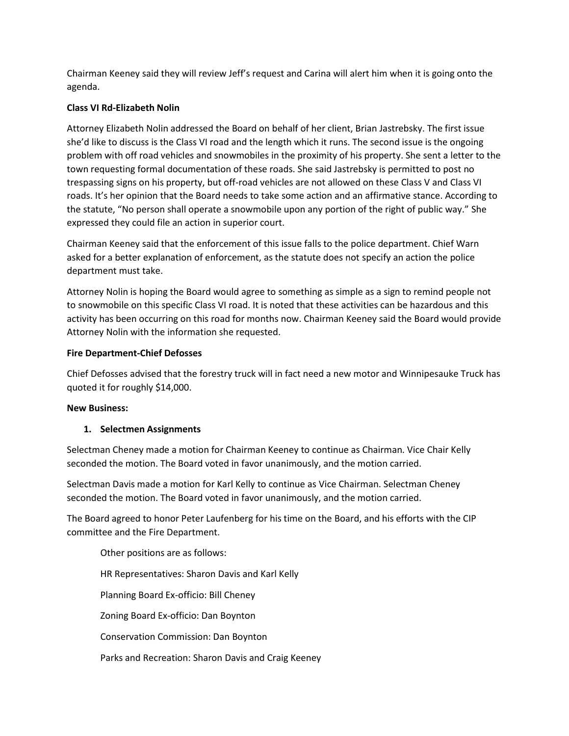Chairman Keeney said they will review Jeff's request and Carina will alert him when it is going onto the agenda.

**Class VI Rd-Elizabeth Nolin**

Attorney Elizabeth Nolin addressed the Board on behalf of her client, Brian Jastrebsky. The first issue she'd like to discuss is the Class VI road and the length which it runs. The second issue is the ongoing problem with off road vehicles and snowmobiles in the proximity of his property. She sent a letter to the town requesting formal documentation of these roads. She said Jastrebsky is permitted to post no trespassing signs on his property, but off-road vehicles are not allowed on these Class V and Class VI roads. It's her opinion that the Board needs to take some action and an affirmative stance. According to the statute, "No person shall operate a snowmobile upon any portion of the right of public way." She expressed they could file an action in superior court.

Chairman Keeney said that the enforcement of this issue falls to the police department. Chief Warn asked for a better explanation of enforcement, as the statute does not specify an action the police department must take.

Attorney Nolin is hoping the Board would agree to something as simple as a sign to remind people not to snowmobile on this specific Class VI road. It is noted that these activities can be hazardous and this activity has been occurring on this road for months now. Chairman Keeney said the Board would provide Attorney Nolin with the information she requested.

**Fire Department-Chief Defosses**

Chief Defosses advised that the forestry truck will in fact need a new motor and Winnipesauke Truck has quoted it for roughly $14,000.

**New Business:**

1. **Selectmen Assignments**

Selectman Cheney made a motion for Chairman Keeney to continue as Chairman. Vice Chair Kelly seconded the motion. The Board voted in favor unanimously, and the motion carried.

Selectman Davis made a motion for Karl Kelly to continue as Vice Chairman. Selectman Cheney seconded the motion. The Board voted in favor unanimously, and the motion carried.

The Board agreed to honor Peter Laufenberg for his time on the Board, and his efforts with the CIP committee and the Fire Department.

Other positions are as follows:

HR Representatives: Sharon Davis and Karl Kelly

Planning Board Ex-officio: Bill Cheney

Zoning Board Ex-officio: Dan Boynton

Conservation Commission: Dan Boynton

Parks and Recreation: Sharon Davis and Craig Keeney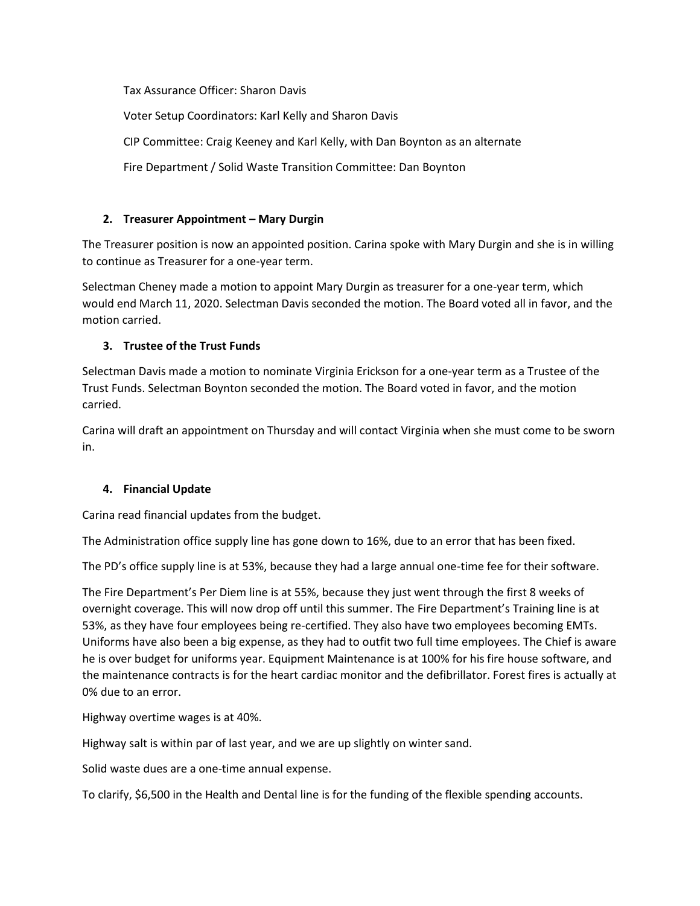Tax Assurance Officer: Sharon Davis

Voter Setup Coordinators: Karl Kelly and Sharon Davis

CIP Committee: Craig Keeney and Karl Kelly, with Dan Boynton as an alternate

Fire Department / Solid Waste Transition Committee: Dan Boynton

**2. Treasurer Appointment – Mary Durgin**

The Treasurer position is now an appointed position. Carina spoke with Mary Durgin and she is in willing to continue as Treasurer for a one-year term.

Selectman Cheney made a motion to appoint Mary Durgin as treasurer for a one-year term, which would end March 11, 2020. Selectman Davis seconded the motion. The Board voted all in favor, and the motion carried.

**3. Trustee of the Trust Funds**

Selectman Davis made a motion to nominate Virginia Erickson for a one-year term as a Trustee of the Trust Funds. Selectman Boynton seconded the motion. The Board voted in favor, and the motion carried.

Carina will draft an appointment on Thursday and will contact Virginia when she must come to be sworn in.

**4. Financial Update**

Carina read financial updates from the budget.

The Administration office supply line has gone down to 16%, due to an error that has been fixed.

The PD's office supply line is at 53%, because they had a large annual one-time fee for their software.

The Fire Department's Per Diem line is at 55%, because they just went through the first 8 weeks of overnight coverage. This will now drop off until this summer. The Fire Department's Training line is at 53%, as they have four employees being re-certified. They also have two employees becoming EMTs. Uniforms have also been a big expense, as they had to outfit two full time employees. The Chief is aware he is over budget for uniforms year. Equipment Maintenance is at 100% for his fire house software, and the maintenance contracts is for the heart cardiac monitor and the defibrillator. Forest fires is actually at 0% due to an error.

Highway overtime wages is at 40%.

Highway salt is within par of last year, and we are up slightly on winter sand.

Solid waste dues are a one-time annual expense.

To clarify, $6,500 in the Health and Dental line is for the funding of the flexible spending accounts.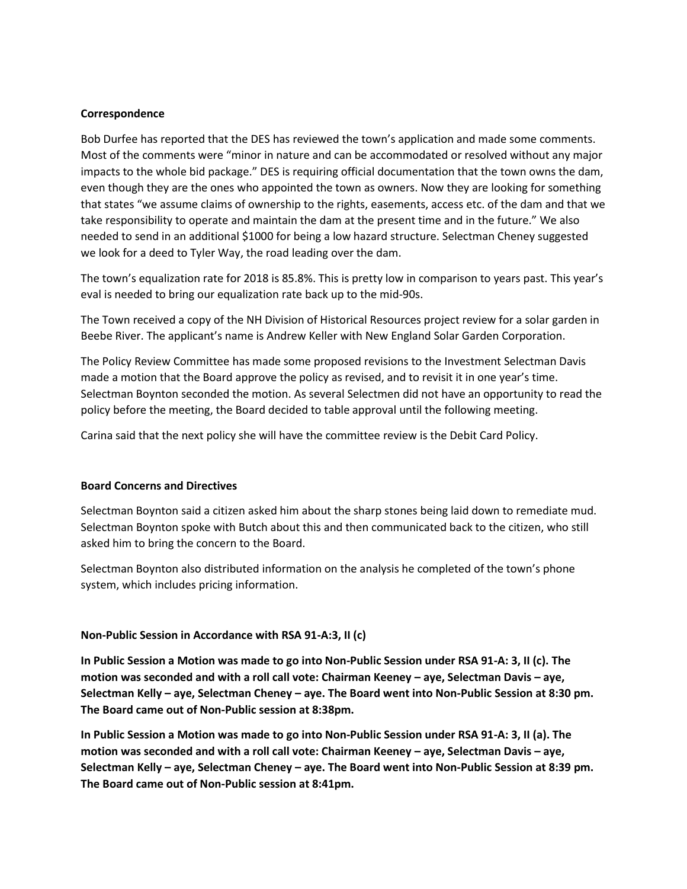**Correspondence**

Bob Durfee has reported that the DES has reviewed the town's application and made some comments. Most of the comments were "minor in nature and can be accommodated or resolved without any major impacts to the whole bid package." DES is requiring official documentation that the town owns the dam, even though they are the ones who appointed the town as owners. Now they are looking for something that states "we assume claims of ownership to the rights, easements, access etc. of the dam and that we take responsibility to operate and maintain the dam at the present time and in the future." We also needed to send in an additional $1000 for being a low hazard structure. Selectman Cheney suggested we look for a deed to Tyler Way, the road leading over the dam.

The town's equalization rate for 2018 is 85.8%. This is pretty low in comparison to years past. This year's eval is needed to bring our equalization rate back up to the mid-90s.

The Town received a copy of the NH Division of Historical Resources project review for a solar garden in Beebe River. The applicant's name is Andrew Keller with New England Solar Garden Corporation.

The Policy Review Committee has made some proposed revisions to the Investment Selectman Davis made a motion that the Board approve the policy as revised, and to revisit it in one year's time. Selectman Boynton seconded the motion. As several Selectmen did not have an opportunity to read the policy before the meeting, the Board decided to table approval until the following meeting.

Carina said that the next policy she will have the committee review is the Debit Card Policy.

**Board Concerns and Directives**

Selectman Boynton said a citizen asked him about the sharp stones being laid down to remediate mud. Selectman Boynton spoke with Butch about this and then communicated back to the citizen, who still asked him to bring the concern to the Board.

Selectman Boynton also distributed information on the analysis he completed of the town's phone system, which includes pricing information.

**Non-Public Session in Accordance with RSA 91-A:3, II (c)**

**In Public Session a Motion was made to go into Non-Public Session under RSA 91-A: 3, II (c). The motion was seconded and with a roll call vote: Chairman Keeney – aye, Selectman Davis – aye, Selectman Kelly – aye, Selectman Cheney – aye. The Board went into Non-Public Session at 8:30 pm. The Board came out of Non-Public session at 8:38pm.**

**In Public Session a Motion was made to go into Non-Public Session under RSA 91-A: 3, II (a). The motion was seconded and with a roll call vote: Chairman Keeney – aye, Selectman Davis – aye, Selectman Kelly – aye, Selectman Cheney – aye. The Board went into Non-Public Session at 8:39 pm. The Board came out of Non-Public session at 8:41pm.**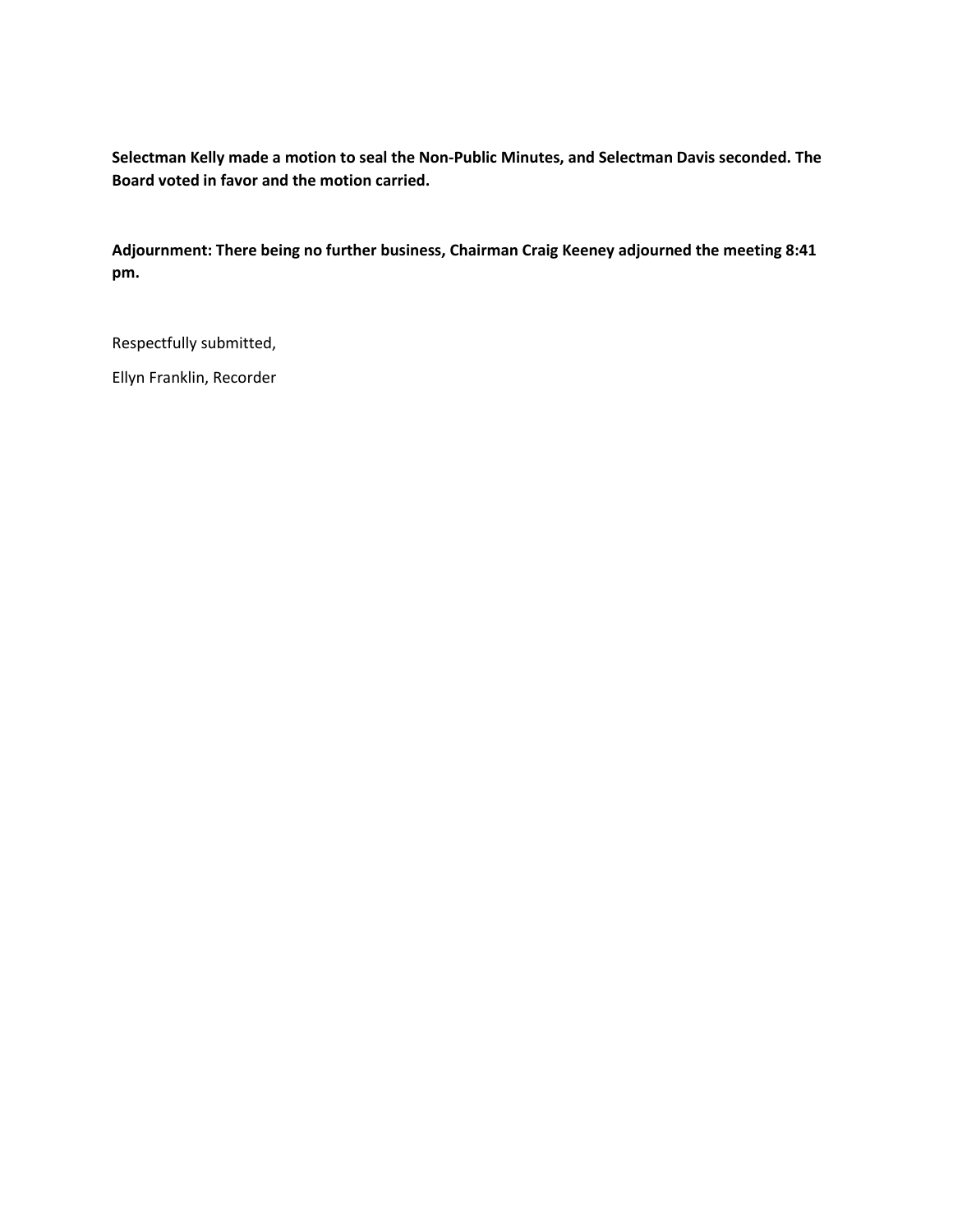**Selectman Kelly made a motion to seal the Non-Public Minutes, and Selectman Davis seconded. The Board voted in favor and the motion carried.**

**Adjournment: There being no further business, Chairman Craig Keeney adjourned the meeting 8:41 pm.**

Respectfully submitted,

Ellyn Franklin, Recorder